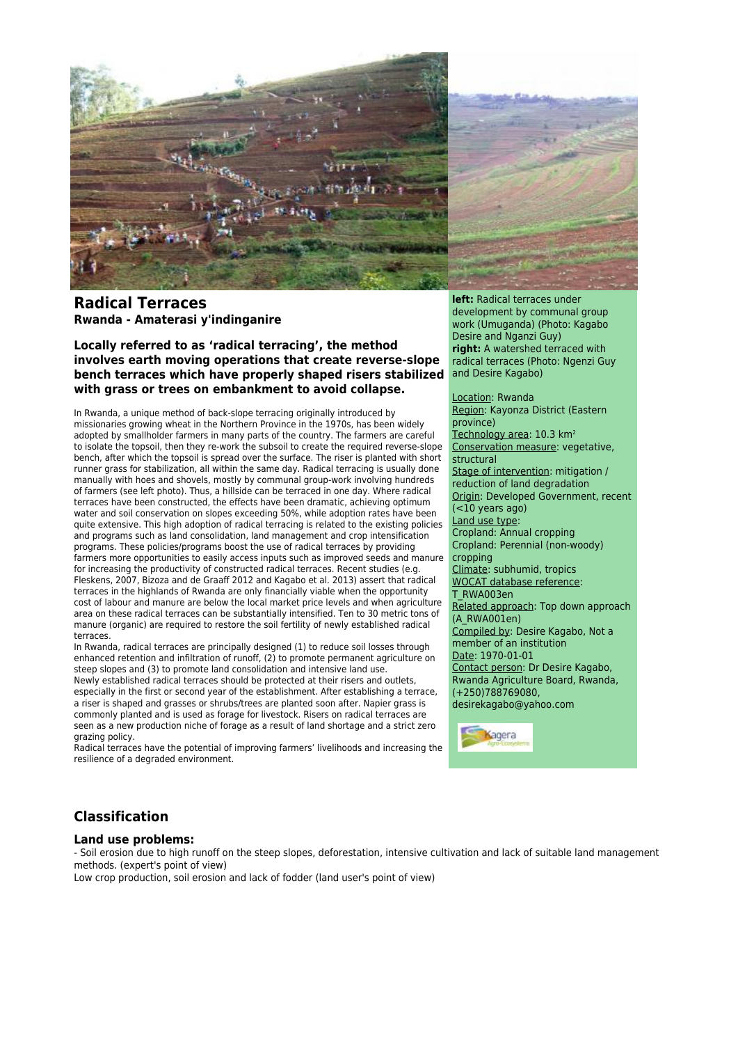# Radical Terraces

**Rwanda - Amaterasi y'indinganire**

### Locally referred to as 'radical terracing', the method involves earth moving operations that create reverse-slope bench terraces which have properly shaped risers stabilized with grass or trees on embankment to avoid collapse.

In Rwanda, a unique method of back-slope terracing originally introduced by missionaries growing wheat in the Northern Province in the 1970s, has been widely adopted by smallholder farmers in many parts of the country. The farmers are careful to isolate the topsoil, then they re-work the subsoil to create the required reverse-slope bench, after which the topsoil is spread over the surface. The riser is planted with short runner grass for stabilization, all within the same day. Radical terracing is usually done manually with hoes and shovels, mostly by communal group-work involving hundreds of farmers (see left photo). Thus, a hillside can be terraced in one day. Where radical terraces have been constructed, the effects have been dramatic, achieving optimum water and soil conservation on slopes exceeding 50%, while adoption rates have been quite extensive. This high adoption of radical terracing is related to the existing policies and programs such as land consolidation, land management and crop intensification programs. These policies/programs boost the use of radical terraces by providing farmers more opportunities to easily access inputs such as improved seeds and manure for increasing the productivity of constructed radical terraces. Recent studies (e.g. Fleskens, 2007, Bizoza and de Graaff 2012 and Kagabo et al. 2013) assert that radical terraces in the highlands of Rwanda are only financially viable when the opportunity cost of labour and manure are below the local market price levels and when agriculture area on these radical terraces can be substantially intensified. Ten to 30 metric tons of manure (organic) are required to restore the soil fertility of newly established radical terraces.

In Rwanda, radical terraces are principally designed (1) to reduce soil losses through enhanced retention and infiltration of runoff, (2) to promote permanent agriculture on steep slopes and (3) to promote land consolidation and intensive land use.

Newly established radical terraces should be protected at their risers and outlets, especially in the first or second year of the establishment. After establishing a terrace, a riser is shaped and grasses or shrubs/trees are planted soon after. Napier grass is commonly planted and is used as forage for livestock. Risers on radical terraces are seen as a new production niche of forage as a result of land shortage and a strict zero grazing policy.

Radical terraces have the potential of improving farmers' livelihoods and increasing the resilience of a degraded environment.

**left:** Radical terraces under development by communal group work (Umuganda) (Photo: Kagabo Desire and Nganzi Guy)
**right:** A watershed terraced with radical terraces (Photo: Ngenzi Guy and Desire Kagabo)

Location: Rwanda
Region: Kayonza District (Eastern province)
Technology area: 10.3 km²
Conservation measure: vegetative, structural
Stage of intervention: mitigation / reduction of land degradation
Origin: Developed Government, recent (<10 years ago)
Land use type:
Cropland: Annual cropping
Cropland: Perennial (non-woody) cropping
Climate: subhumid, tropics
WOCAT database reference: T_RWA003en
Related approach: Top down approach (A_RWA001en)
Compiled by: Desire Kagabo, Not a member of an institution
Date: 1970-01-01
Contact person: Dr Desire Kagabo, Rwanda Agriculture Board, Rwanda, (+250)788769080, desirekagabo@yahoo.com

## Classification

### Land use problems:

- Soil erosion due to high runoff on the steep slopes, deforestation, intensive cultivation and lack of suitable land management methods. (expert's point of view)

Low crop production, soil erosion and lack of fodder (land user's point of view)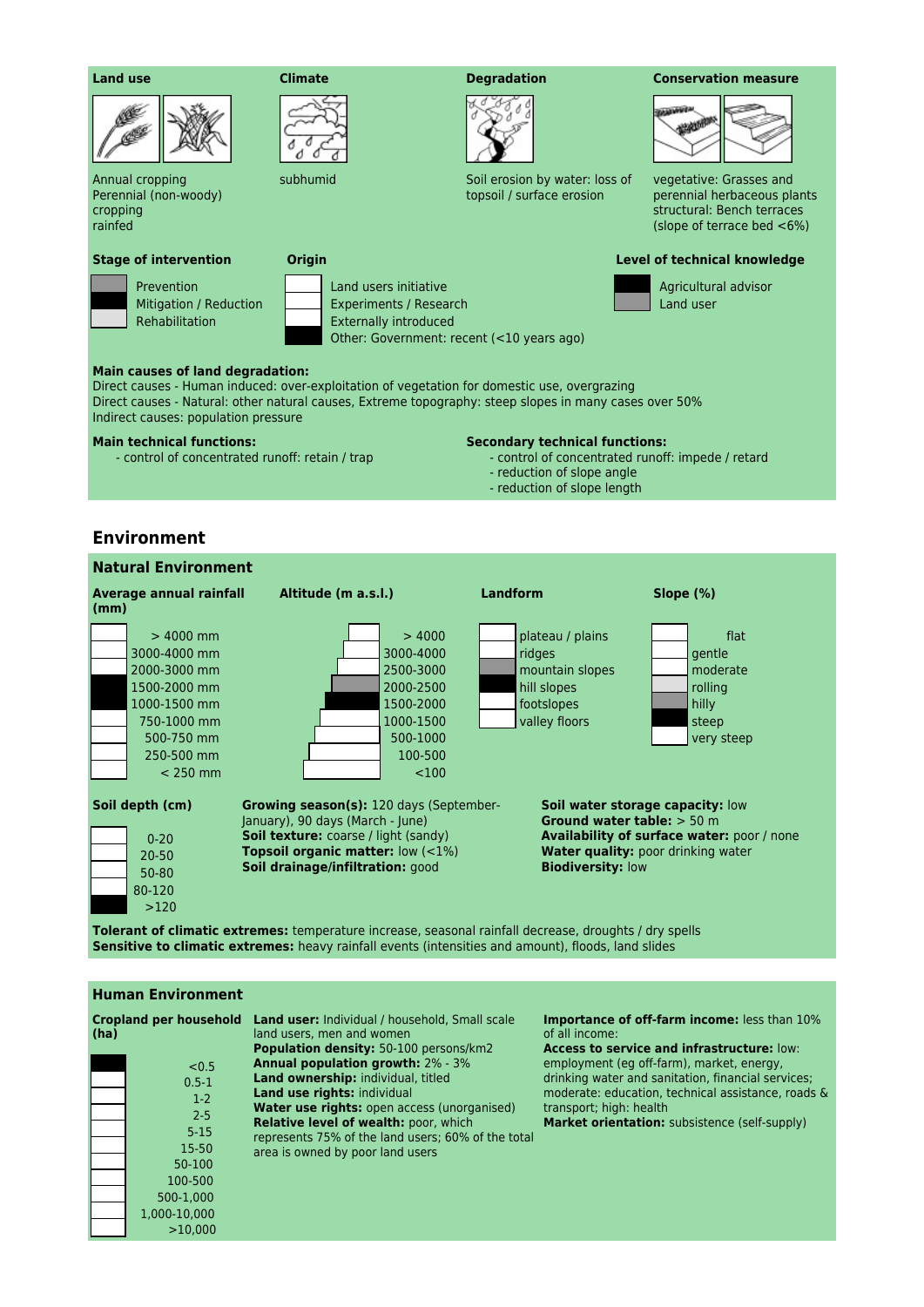**Land use**

Annual cropping
Perennial (non-woody) cropping
rainfed

**Climate**

subhumid

**Degradation**

Soil erosion by water: loss of topsoil / surface erosion

**Conservation measure**

vegetative: Grasses and perennial herbaceous plants
structural: Bench terraces (slope of terrace bed <6%)

**Stage of intervention**

- Prevention
- Mitigation / Reduction
- Rehabilitation

**Origin**

- Land users initiative
- Experiments / Research
- Externally introduced
- Other: Government: recent (<10 years ago)

**Level of technical knowledge**

- Agricultural advisor
- Land user

**Main causes of land degradation:**
Direct causes - Human induced: over-exploitation of vegetation for domestic use, overgrazing
Direct causes - Natural: other natural causes, Extreme topography: steep slopes in many cases over 50%
Indirect causes: population pressure

**Main technical functions:**
- control of concentrated runoff: retain / trap

**Secondary technical functions:**
- control of concentrated runoff: impede / retard
- reduction of slope angle
- reduction of slope length

## Environment

### Natural Environment

**Average annual rainfall (mm)**

- > 4000 mm
- 3000-4000 mm
- 2000-3000 mm
- 1500-2000 mm
- 1000-1500 mm
- 750-1000 mm
- 500-750 mm
- 250-500 mm
- < 250 mm

**Altitude (m a.s.l.)**

- > 4000
- 3000-4000
- 2500-3000
- 2000-2500
- 1500-2000
- 1000-1500
- 500-1000
- 100-500
- <100

**Landform**

- plateau / plains
- ridges
- mountain slopes
- hill slopes
- footslopes
- valley floors

**Slope (%)**

- flat
- gentle
- moderate
- rolling
- hilly
- steep
- very steep

**Soil depth (cm)**

- 0-20
- 20-50
- 50-80
- 80-120
- >120

**Growing season(s):** 120 days (September-January), 90 days (March - June)
**Soil texture:** coarse / light (sandy)
**Topsoil organic matter:** low (<1%)
**Soil drainage/infiltration:** good

**Soil water storage capacity:** low
**Ground water table:** > 50 m
**Availability of surface water:** poor / none
**Water quality:** poor drinking water
**Biodiversity:** low

**Tolerant of climatic extremes:** temperature increase, seasonal rainfall decrease, droughts / dry spells
**Sensitive to climatic extremes:** heavy rainfall events (intensities and amount), floods, land slides

### Human Environment

**Cropland per household (ha)**

- <0.5
- 0.5-1
- 1-2
- 2-5
- 5-15
- 15-50
- 50-100
- 100-500
- 500-1,000
- 1,000-10,000
- >10,000

**Land user:** Individual / household, Small scale land users, men and women
**Population density:** 50-100 persons/km2
**Annual population growth:** 2% - 3%
**Land ownership:** individual, titled
**Land use rights:** individual
**Water use rights:** open access (unorganised)
**Relative level of wealth:** poor, which represents 75% of the land users; 60% of the total area is owned by poor land users

**Importance of off-farm income:** less than 10% of all income:
**Access to service and infrastructure:** low: employment (eg off-farm), market, energy, drinking water and sanitation, financial services; moderate: education, technical assistance, roads & transport; high: health
**Market orientation:** subsistence (self-supply)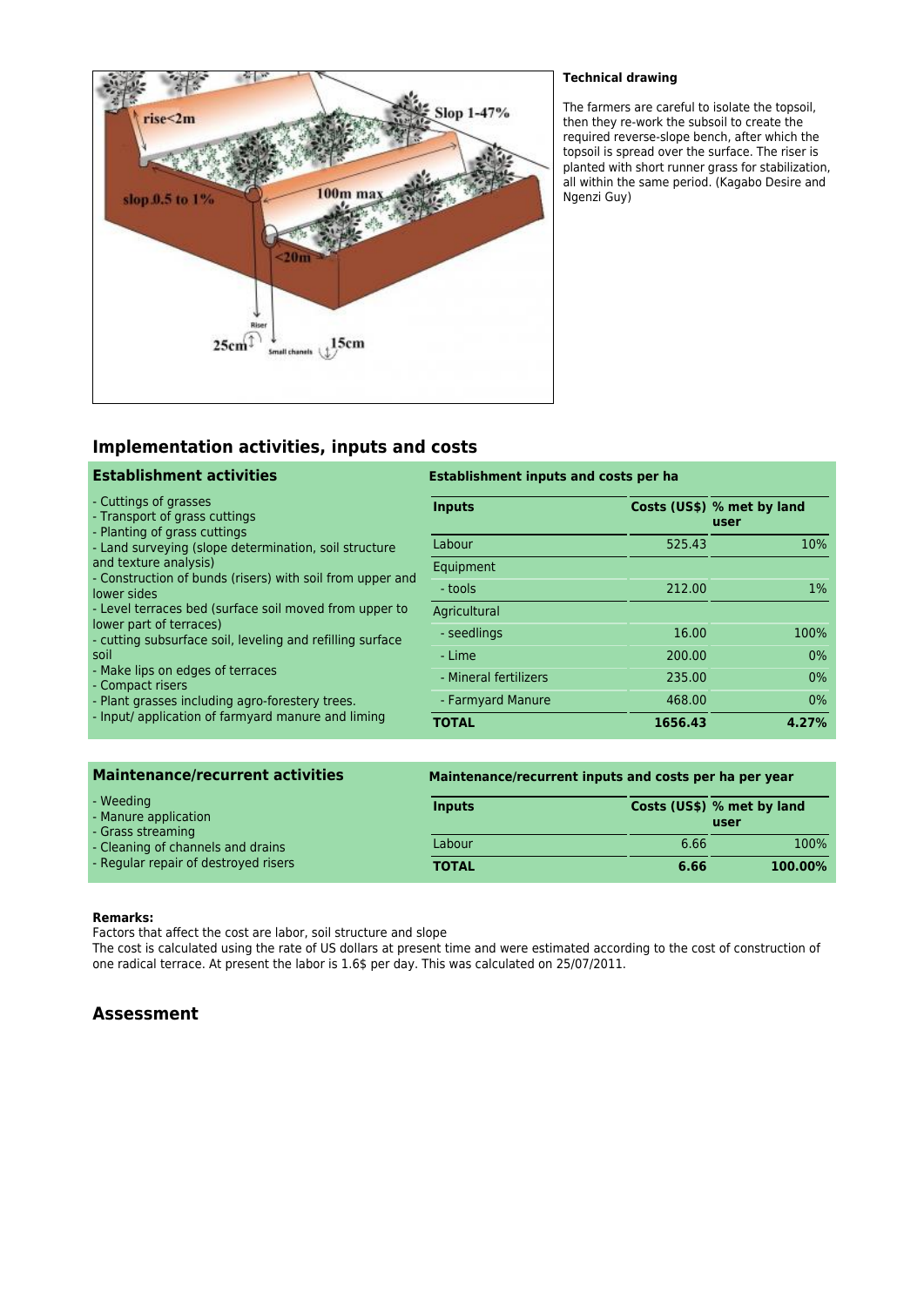**Technical drawing**

The farmers are careful to isolate the topsoil, then they re-work the subsoil to create the required reverse-slope bench, after which the topsoil is spread over the surface. The riser is planted with short runner grass for stabilization, all within the same period. (Kagabo Desire and Ngenzi Guy)

## Implementation activities, inputs and costs

### Establishment activities

- Cuttings of grasses
- Transport of grass cuttings
- Planting of grass cuttings
- Land surveying (slope determination, soil structure and texture analysis)
- Construction of bunds (risers) with soil from upper and lower sides
- Level terraces bed (surface soil moved from upper to lower part of terraces)
- cutting subsurface soil, leveling and refilling surface soil
- Make lips on edges of terraces
- Compact risers
- Plant grasses including agro-forestery trees.
- Input/ application of farmyard manure and liming

**Establishment inputs and costs per ha**

| Inputs | Costs (US$) | % met by land user |
|---|---|---|
| Labour | 525.43 | 10% |
| Equipment | | |
| - tools | 212.00 | 1% |
| Agricultural | | |
| - seedlings | 16.00 | 100% |
| - Lime | 200.00 | 0% |
| - Mineral fertilizers | 235.00 | 0% |
| - Farmyard Manure | 468.00 | 0% |
| **TOTAL** | **1656.43** | **4.27%** |

### Maintenance/recurrent activities

- Weeding
- Manure application
- Grass streaming
- Cleaning of channels and drains
- Regular repair of destroyed risers

**Maintenance/recurrent inputs and costs per ha per year**

| Inputs | Costs (US$) | % met by land user |
|---|---|---|
| Labour | 6.66 | 100% |
| **TOTAL** | **6.66** | **100.00%** |

**Remarks:**

Factors that affect the cost are labor, soil structure and slope

The cost is calculated using the rate of US dollars at present time and were estimated according to the cost of construction of one radical terrace. At present the labor is 1.6$ per day. This was calculated on 25/07/2011.

## Assessment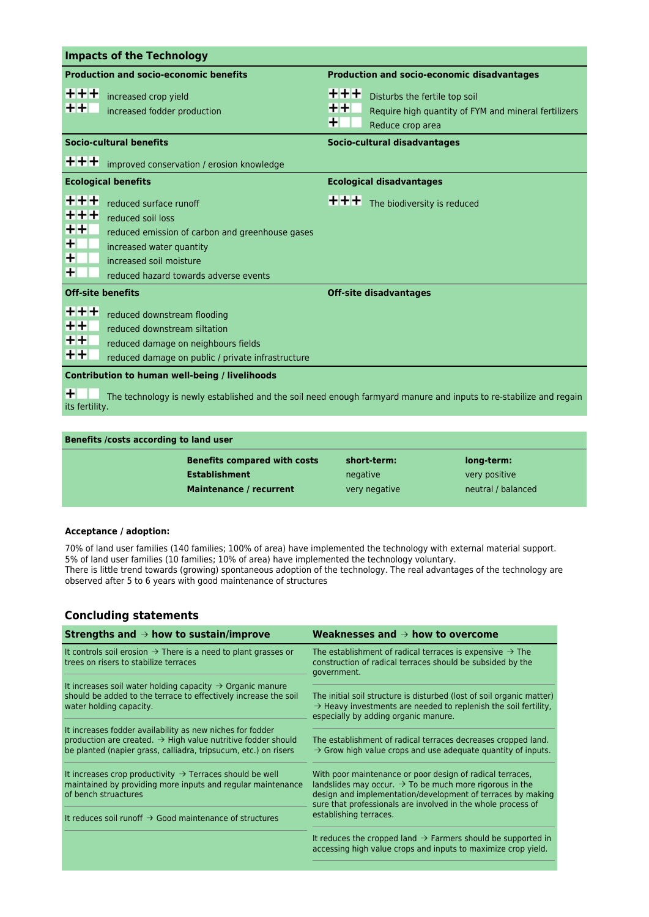## Impacts of the Technology

**Production and socio-economic benefits**

- +++ increased crop yield
- ++ increased fodder production

**Production and socio-economic disadvantages**

- +++ Disturbs the fertile top soil
- ++ Require high quantity of FYM and mineral fertilizers
- + Reduce crop area

**Socio-cultural benefits**

- +++ improved conservation / erosion knowledge

**Socio-cultural disadvantages**

**Ecological benefits**

- +++ reduced surface runoff
- +++ reduced soil loss
- ++ reduced emission of carbon and greenhouse gases
- + increased water quantity
- + increased soil moisture
- + reduced hazard towards adverse events

**Ecological disadvantages**

- +++ The biodiversity is reduced

**Off-site benefits**

- +++ reduced downstream flooding
- ++ reduced downstream siltation
- ++ reduced damage on neighbours fields
- ++ reduced damage on public / private infrastructure

**Off-site disadvantages**

**Contribution to human well-being / livelihoods**

+ The technology is newly established and the soil need enough farmyard manure and inputs to re-stabilize and regain its fertility.

**Benefits /costs according to land user**

| Benefits compared with costs | short-term: | long-term: |
|---|---|---|
| **Establishment** | negative | very positive |
| **Maintenance / recurrent** | very negative | neutral / balanced |

**Acceptance / adoption:**

70% of land user families (140 families; 100% of area) have implemented the technology with external material support.
5% of land user families (10 families; 10% of area) have implemented the technology voluntary.
There is little trend towards (growing) spontaneous adoption of the technology. The real advantages of the technology are observed after 5 to 6 years with good maintenance of structures

## Concluding statements

| Strengths and → how to sustain/improve | Weaknesses and → how to overcome |
|---|---|
| It controls soil erosion → There is a need to plant grasses or trees on risers to stabilize terraces | The establishment of radical terraces is expensive → The construction of radical terraces should be subsided by the government. |
| It increases soil water holding capacity → Organic manure should be added to the terrace to effectively increase the soil water holding capacity. | The initial soil structure is disturbed (lost of soil organic matter) → Heavy investments are needed to replenish the soil fertility, especially by adding organic manure. |
| It increases fodder availability as new niches for fodder production are created. → High value nutritive fodder should be planted (napier grass, calliadra, tripsucum, etc.) on risers | The establishment of radical terraces decreases cropped land. → Grow high value crops and use adequate quantity of inputs. |
| It increases crop productivity → Terraces should be well maintained by providing more inputs and regular maintenance of bench struactures | With poor maintenance or poor design of radical terraces, landslides may occur. → To be much more rigorous in the design and implementation/development of terraces by making sure that professionals are involved in the whole process of establishing terraces. |
| It reduces soil runoff → Good maintenance of structures | It reduces the cropped land → Farmers should be supported in accessing high value crops and inputs to maximize crop yield. |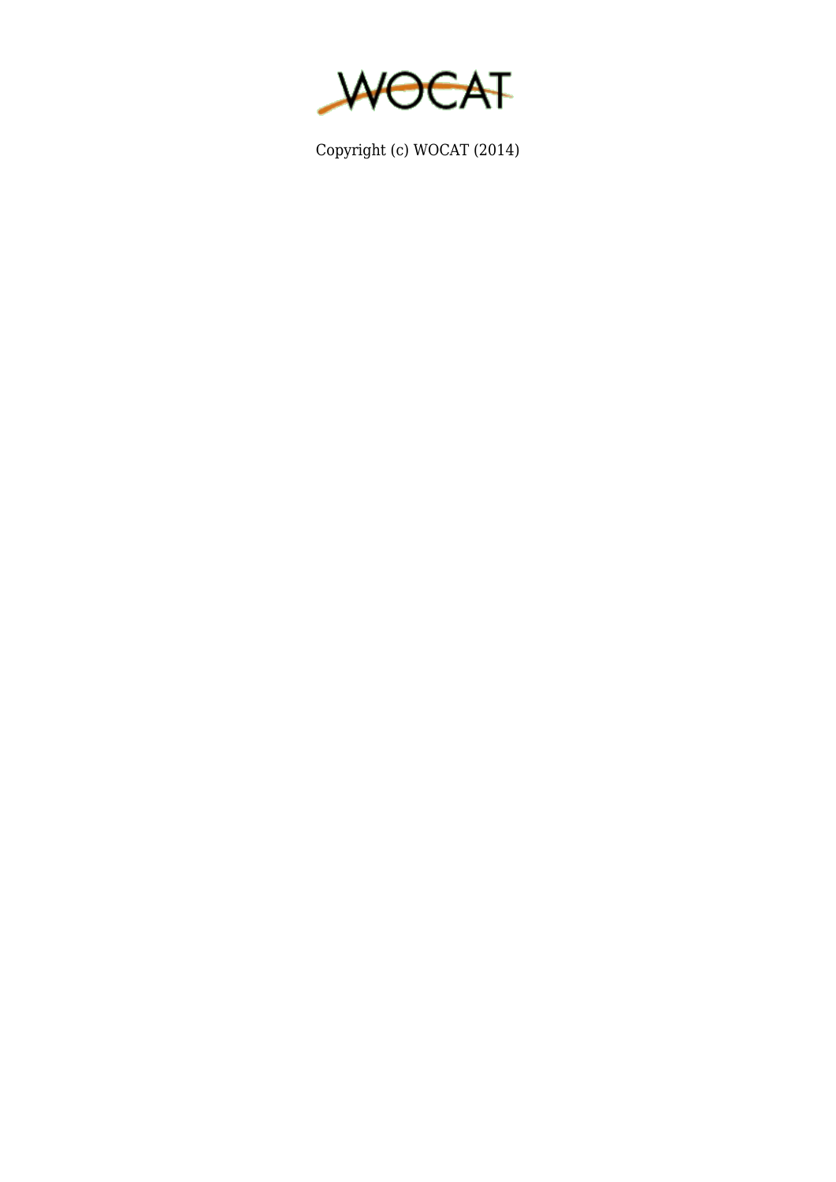WOCAT

Copyright (c) WOCAT (2014)